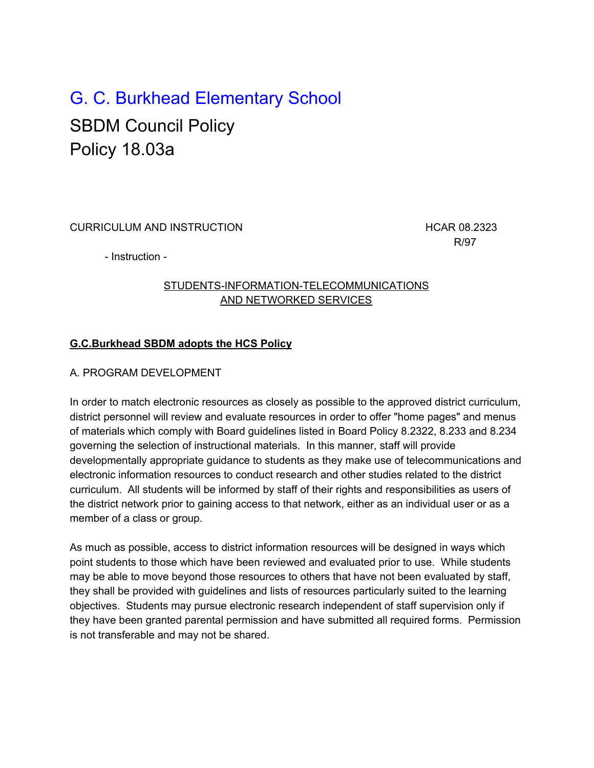# G. C. Burkhead Elementary School

## SBDM Council Policy
## Policy 18.03a

CURRICULUM AND INSTRUCTION HCAR 08.2323
R/97

- Instruction -

STUDENTS-INFORMATION-TELECOMMUNICATIONS
AND NETWORKED SERVICES

**G.C.Burkhead SBDM adopts the HCS Policy**

A. PROGRAM DEVELOPMENT

In order to match electronic resources as closely as possible to the approved district curriculum, district personnel will review and evaluate resources in order to offer "home pages" and menus of materials which comply with Board guidelines listed in Board Policy 8.2322, 8.233 and 8.234 governing the selection of instructional materials. In this manner, staff will provide developmentally appropriate guidance to students as they make use of telecommunications and electronic information resources to conduct research and other studies related to the district curriculum. All students will be informed by staff of their rights and responsibilities as users of the district network prior to gaining access to that network, either as an individual user or as a member of a class or group.

As much as possible, access to district information resources will be designed in ways which point students to those which have been reviewed and evaluated prior to use. While students may be able to move beyond those resources to others that have not been evaluated by staff, they shall be provided with guidelines and lists of resources particularly suited to the learning objectives. Students may pursue electronic research independent of staff supervision only if they have been granted parental permission and have submitted all required forms. Permission is not transferable and may not be shared.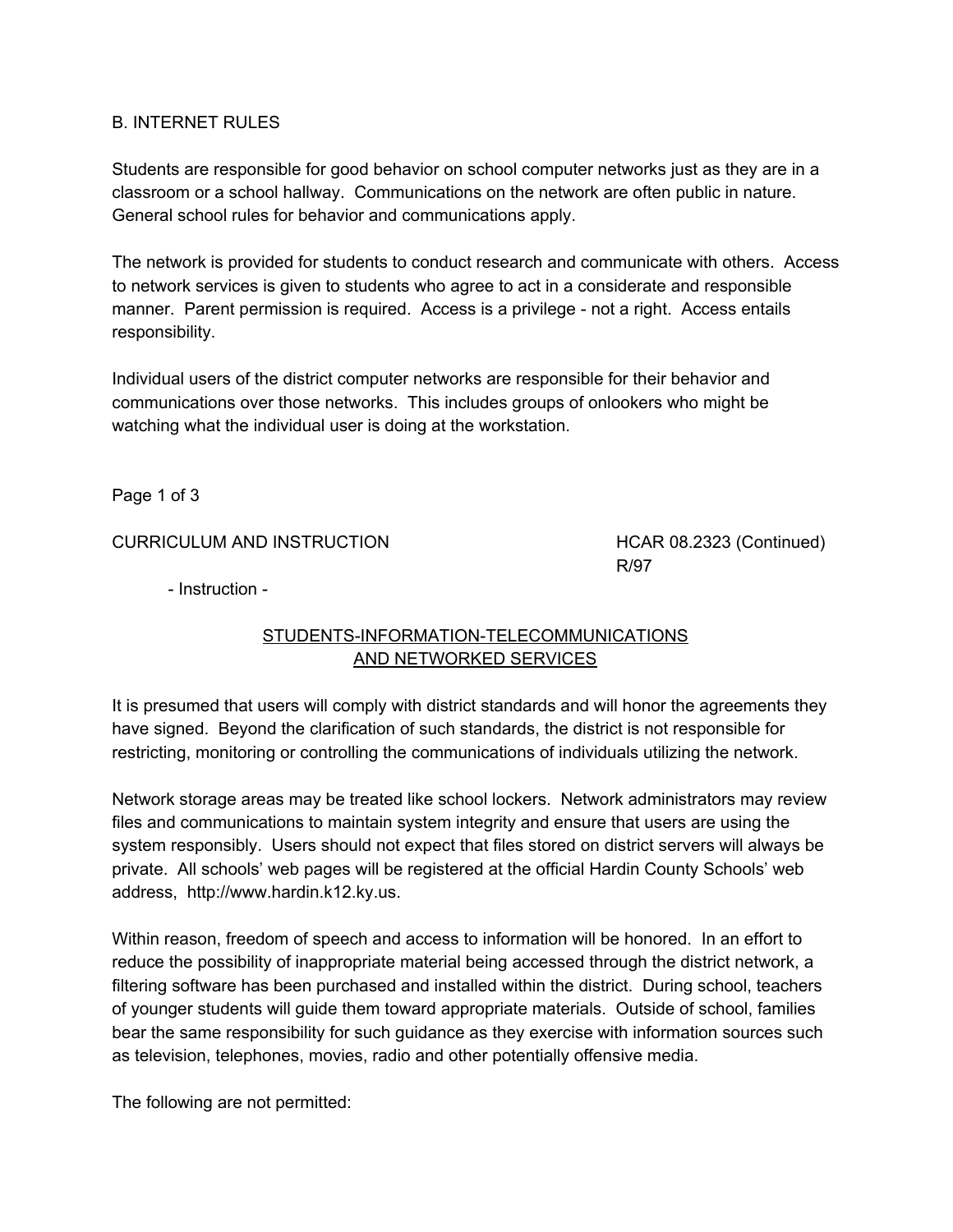B. INTERNET RULES

Students are responsible for good behavior on school computer networks just as they are in a classroom or a school hallway. Communications on the network are often public in nature. General school rules for behavior and communications apply.

The network is provided for students to conduct research and communicate with others. Access to network services is given to students who agree to act in a considerate and responsible manner. Parent permission is required. Access is a privilege - not a right. Access entails responsibility.

Individual users of the district computer networks are responsible for their behavior and communications over those networks. This includes groups of onlookers who might be watching what the individual user is doing at the workstation.

CURRICULUM AND INSTRUCTION HCAR 08.2323 (Continued)
R/97

- Instruction -

## STUDENTS-INFORMATION-TELECOMMUNICATIONS AND NETWORKED SERVICES

It is presumed that users will comply with district standards and will honor the agreements they have signed. Beyond the clarification of such standards, the district is not responsible for restricting, monitoring or controlling the communications of individuals utilizing the network.

Network storage areas may be treated like school lockers. Network administrators may review files and communications to maintain system integrity and ensure that users are using the system responsibly. Users should not expect that files stored on district servers will always be private. All schools' web pages will be registered at the official Hardin County Schools' web address, http://www.hardin.k12.ky.us.

Within reason, freedom of speech and access to information will be honored. In an effort to reduce the possibility of inappropriate material being accessed through the district network, a filtering software has been purchased and installed within the district. During school, teachers of younger students will guide them toward appropriate materials. Outside of school, families bear the same responsibility for such guidance as they exercise with information sources such as television, telephones, movies, radio and other potentially offensive media.

The following are not permitted: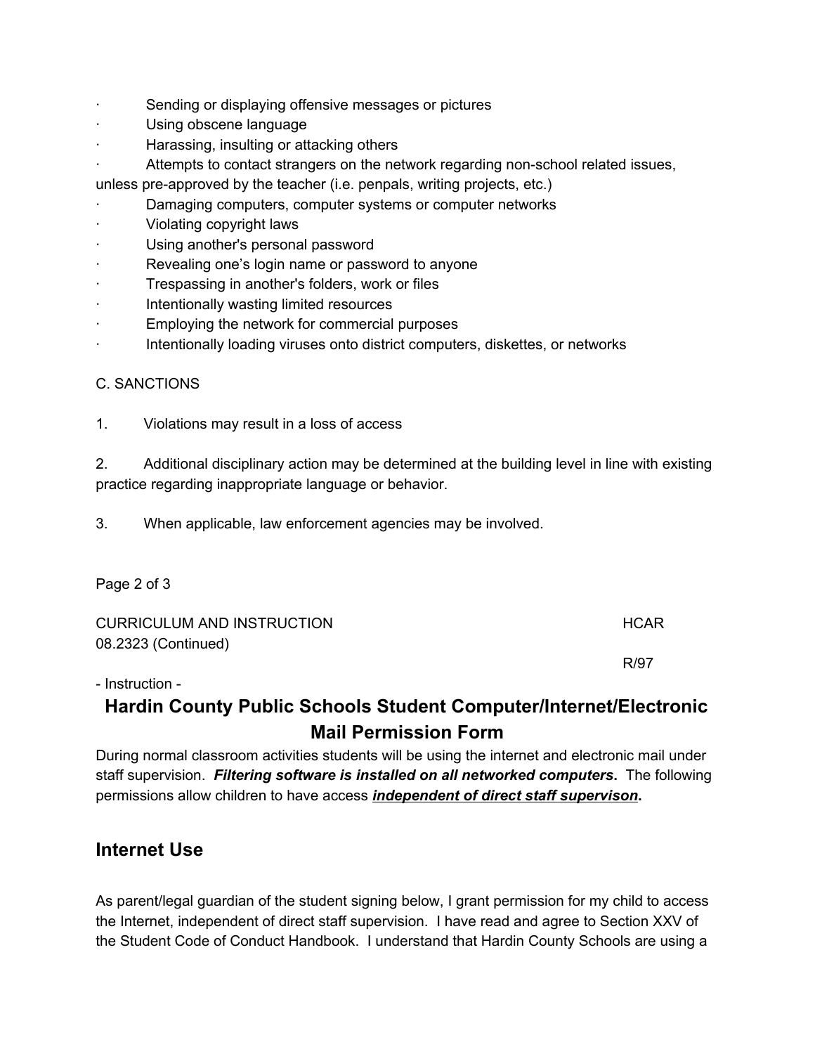- Sending or displaying offensive messages or pictures
- Using obscene language
- Harassing, insulting or attacking others
- Attempts to contact strangers on the network regarding non-school related issues, unless pre-approved by the teacher (i.e. penpals, writing projects, etc.)
- Damaging computers, computer systems or computer networks
- Violating copyright laws
- Using another's personal password
- Revealing one's login name or password to anyone
- Trespassing in another's folders, work or files
- Intentionally wasting limited resources
- Employing the network for commercial purposes
- Intentionally loading viruses onto district computers, diskettes, or networks

C. SANCTIONS

1. Violations may result in a loss of access

2. Additional disciplinary action may be determined at the building level in line with existing practice regarding inappropriate language or behavior.

3. When applicable, law enforcement agencies may be involved.

CURRICULUM AND INSTRUCTION HCAR
08.2323 (Continued)
R/97

- Instruction -

## Hardin County Public Schools Student Computer/Internet/Electronic Mail Permission Form

During normal classroom activities students will be using the internet and electronic mail under staff supervision. ***Filtering software is installed on all networked computers*.** The following permissions allow children to have access ***<u>independent of direct staff supervison</u>*.**

## Internet Use

As parent/legal guardian of the student signing below, I grant permission for my child to access the Internet, independent of direct staff supervision. I have read and agree to Section XXV of the Student Code of Conduct Handbook. I understand that Hardin County Schools are using a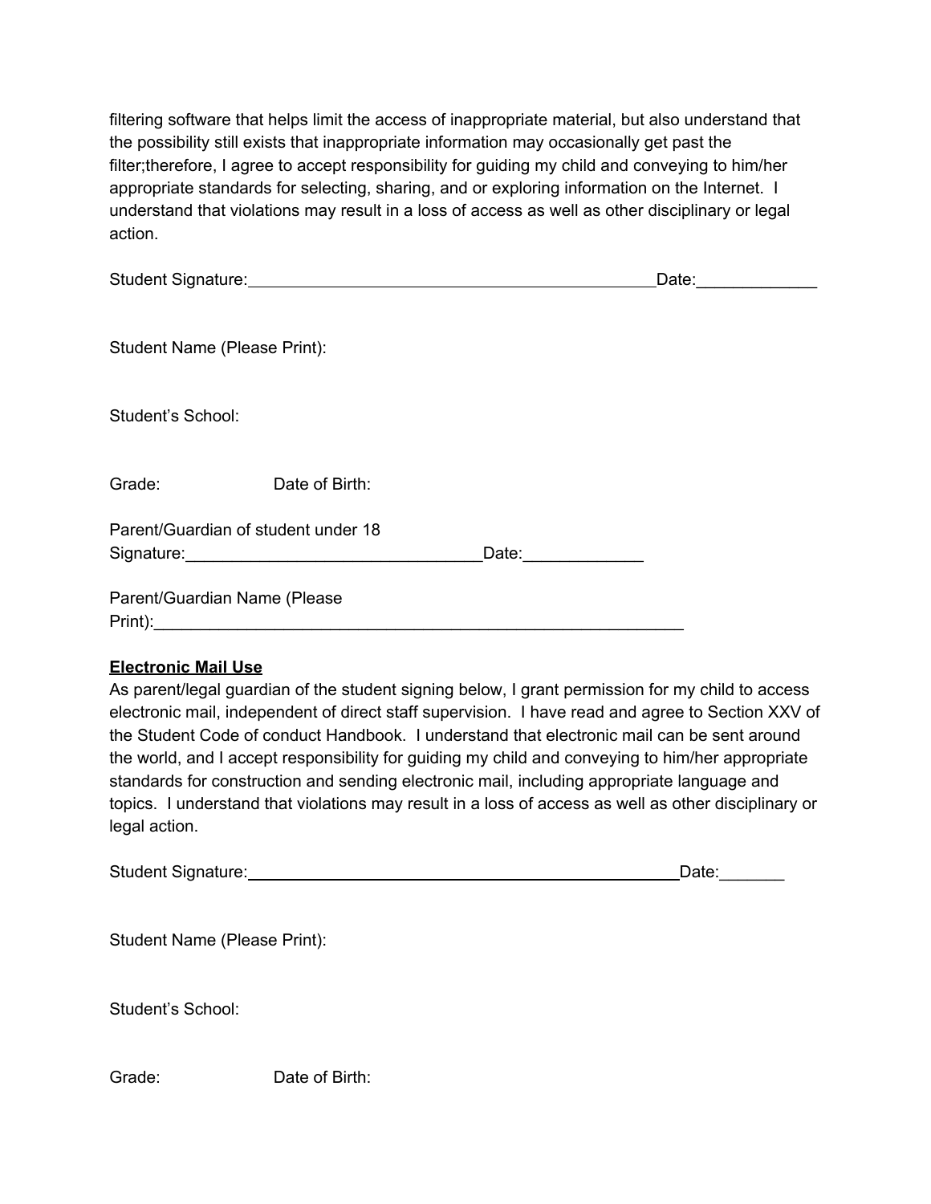filtering software that helps limit the access of inappropriate material, but also understand that the possibility still exists that inappropriate information may occasionally get past the filter;therefore, I agree to accept responsibility for guiding my child and conveying to him/her appropriate standards for selecting, sharing, and or exploring information on the Internet. I understand that violations may result in a loss of access as well as other disciplinary or legal action.

Student Signature:_______________________________________________Date:_____________

Student Name (Please Print):

Student's School:

Grade: Date of Birth:

Parent/Guardian of student under 18 Signature:________________________________Date:_____________

Parent/Guardian Name (Please Print):_________________________________________________________

**Electronic Mail Use**

As parent/legal guardian of the student signing below, I grant permission for my child to access electronic mail, independent of direct staff supervision. I have read and agree to Section XXV of the Student Code of conduct Handbook. I understand that electronic mail can be sent around the world, and I accept responsibility for guiding my child and conveying to him/her appropriate standards for construction and sending electronic mail, including appropriate language and topics. I understand that violations may result in a loss of access as well as other disciplinary or legal action.

Student Signature:_______________________________________________Date:_______

Student Name (Please Print):

Student's School:

Grade: Date of Birth: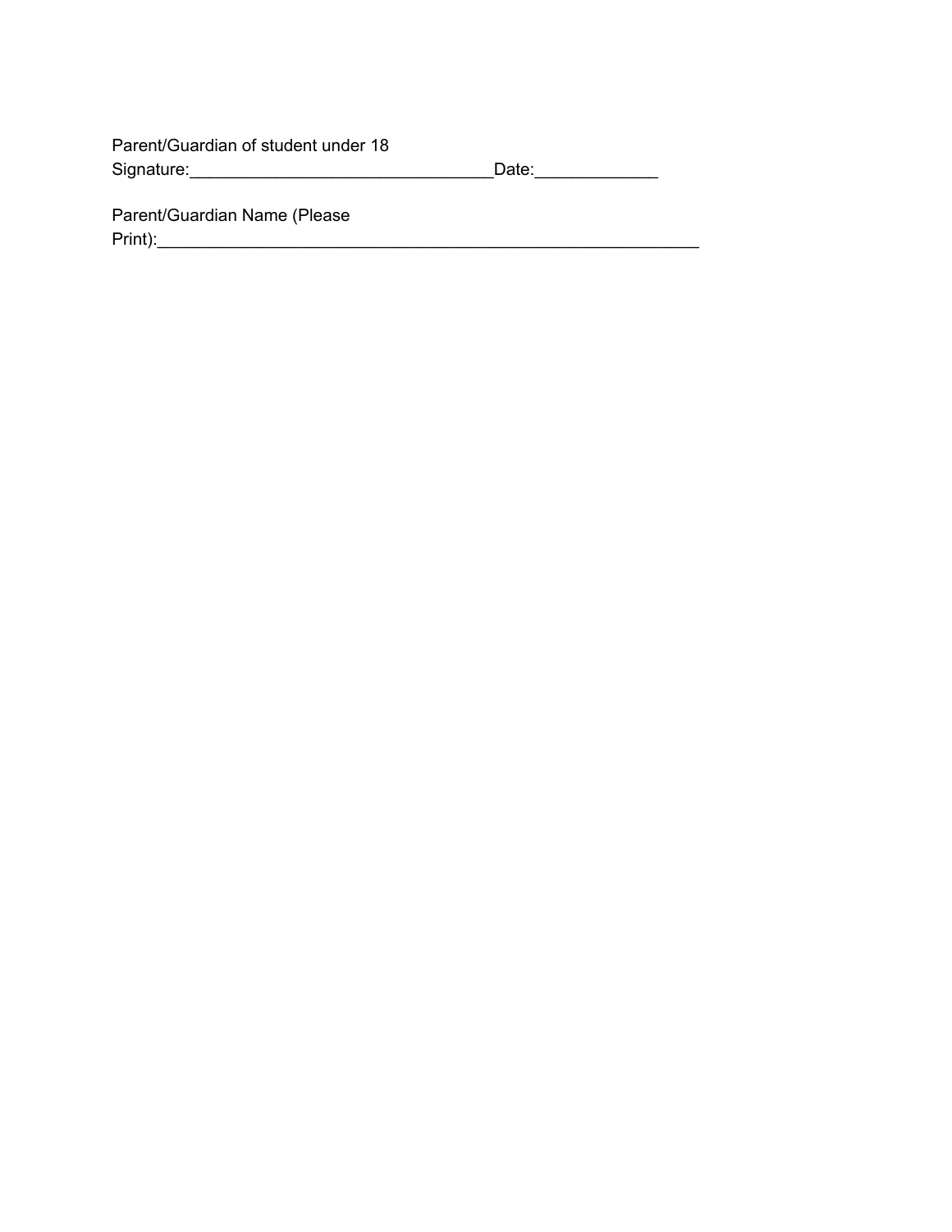Parent/Guardian of student under 18
Signature:________________________________Date:_____________

Parent/Guardian Name (Please
Print):_________________________________________________________